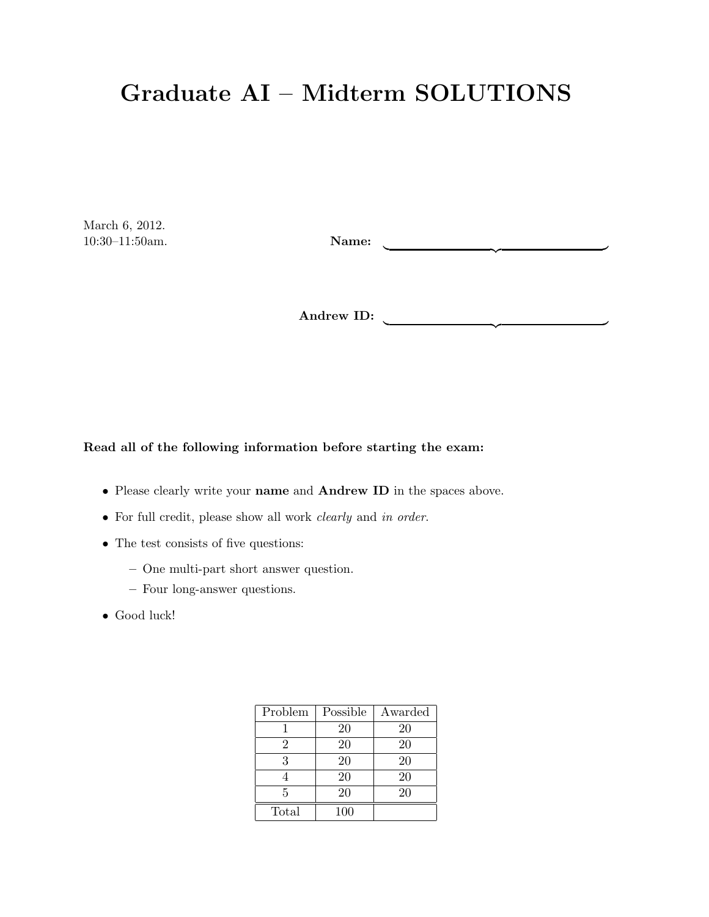# Graduate AI – Midterm SOLUTIONS

March 6, 2012.
10:30–11:50am.

**Name:** ______________________________

**Andrew ID:** ______________________________

**Read all of the following information before starting the exam:**

- Please clearly write your **name** and **Andrew ID** in the spaces above.
- For full credit, please show all work *clearly* and *in order*.
- The test consists of five questions:
  - One multi-part short answer question.
  - Four long-answer questions.
- Good luck!

| Problem | Possible | Awarded |
|---|---|---|
| 1 | 20 | 20 |
| 2 | 20 | 20 |
| 3 | 20 | 20 |
| 4 | 20 | 20 |
| 5 | 20 | 20 |
| Total | 100 | |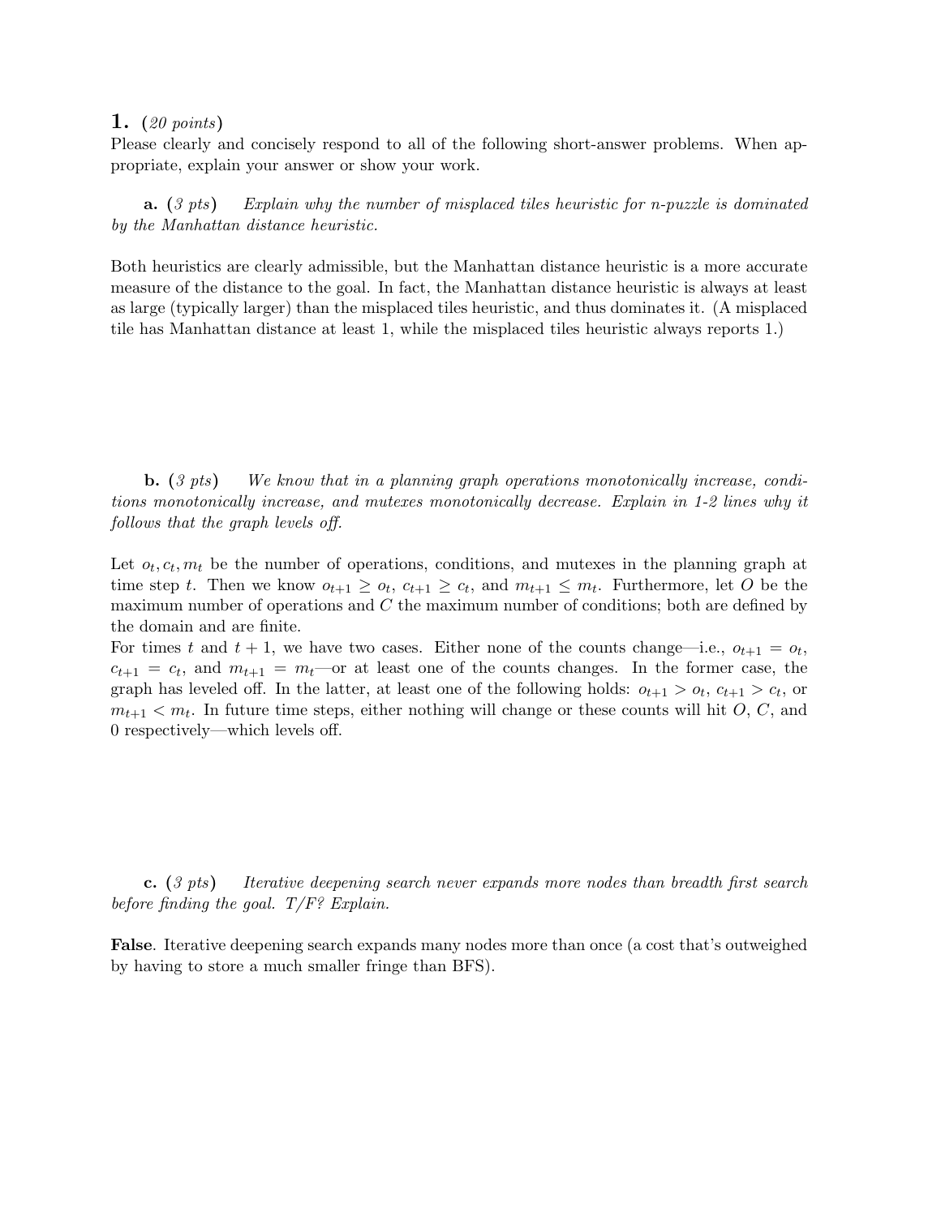**1.** (*20 points*)
Please clearly and concisely respond to all of the following short-answer problems. When appropriate, explain your answer or show your work.

**a.** (*3 pts*) *Explain why the number of misplaced tiles heuristic for n-puzzle is dominated by the Manhattan distance heuristic.*

Both heuristics are clearly admissible, but the Manhattan distance heuristic is a more accurate measure of the distance to the goal. In fact, the Manhattan distance heuristic is always at least as large (typically larger) than the misplaced tiles heuristic, and thus dominates it. (A misplaced tile has Manhattan distance at least 1, while the misplaced tiles heuristic always reports 1.)

**b.** (*3 pts*) *We know that in a planning graph operations monotonically increase, conditions monotonically increase, and mutexes monotonically decrease. Explain in 1-2 lines why it follows that the graph levels off.*

Let $o_t, c_t, m_t$ be the number of operations, conditions, and mutexes in the planning graph at time step $t$. Then we know $o_{t+1} \geq o_t$, $c_{t+1} \geq c_t$, and $m_{t+1} \leq m_t$. Furthermore, let $O$ be the maximum number of operations and $C$ the maximum number of conditions; both are defined by the domain and are finite.
For times $t$ and $t+1$, we have two cases. Either none of the counts change—i.e., $o_{t+1} = o_t$, $c_{t+1} = c_t$, and $m_{t+1} = m_t$—or at least one of the counts changes. In the former case, the graph has leveled off. In the latter, at least one of the following holds: $o_{t+1} > o_t$, $c_{t+1} > c_t$, or $m_{t+1} < m_t$. In future time steps, either nothing will change or these counts will hit $O$, $C$, and 0 respectively—which levels off.

**c.** (*3 pts*) *Iterative deepening search never expands more nodes than breadth first search before finding the goal. T/F? Explain.*

**False**. Iterative deepening search expands many nodes more than once (a cost that's outweighed by having to store a much smaller fringe than BFS).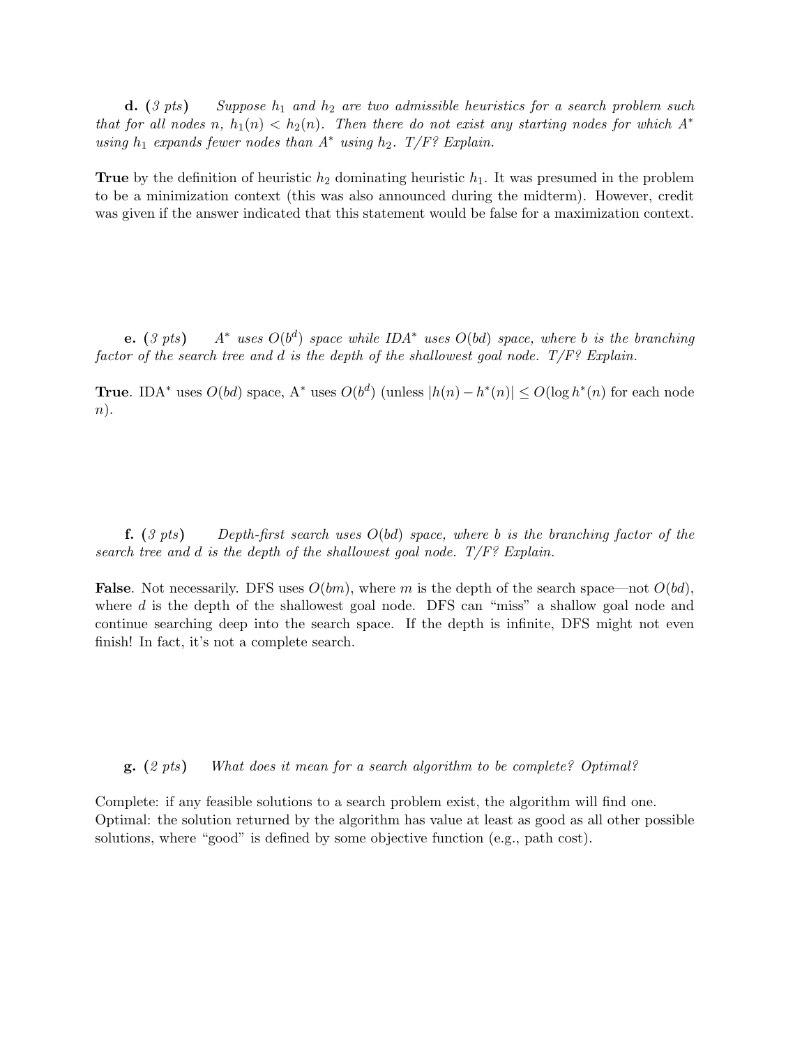**d.** (*3 pts*) *Suppose $h_1$ and $h_2$ are two admissible heuristics for a search problem such that for all nodes $n$, $h_1(n) < h_2(n)$. Then there do not exist any starting nodes for which $A^*$ using $h_1$ expands fewer nodes than $A^*$ using $h_2$. T/F? Explain.*

**True** by the definition of heuristic $h_2$ dominating heuristic $h_1$. It was presumed in the problem to be a minimization context (this was also announced during the midterm). However, credit was given if the answer indicated that this statement would be false for a maximization context.

**e.** (*3 pts*) *$A^*$ uses $O(b^d)$ space while $IDA^*$ uses $O(bd)$ space, where $b$ is the branching factor of the search tree and $d$ is the depth of the shallowest goal node. T/F? Explain.*

**True**. IDA$^*$ uses $O(bd)$ space, A$^*$ uses $O(b^d)$ (unless $|h(n) - h^*(n)| \leq O(\log h^*(n)$ for each node $n$).

**f.** (*3 pts*) *Depth-first search uses $O(bd)$ space, where $b$ is the branching factor of the search tree and $d$ is the depth of the shallowest goal node. T/F? Explain.*

**False**. Not necessarily. DFS uses $O(bm)$, where $m$ is the depth of the search space—not $O(bd)$, where $d$ is the depth of the shallowest goal node. DFS can "miss" a shallow goal node and continue searching deep into the search space. If the depth is infinite, DFS might not even finish! In fact, it's not a complete search.

**g.** (*2 pts*) *What does it mean for a search algorithm to be complete? Optimal?*

Complete: if any feasible solutions to a search problem exist, the algorithm will find one.
Optimal: the solution returned by the algorithm has value at least as good as all other possible solutions, where "good" is defined by some objective function (e.g., path cost).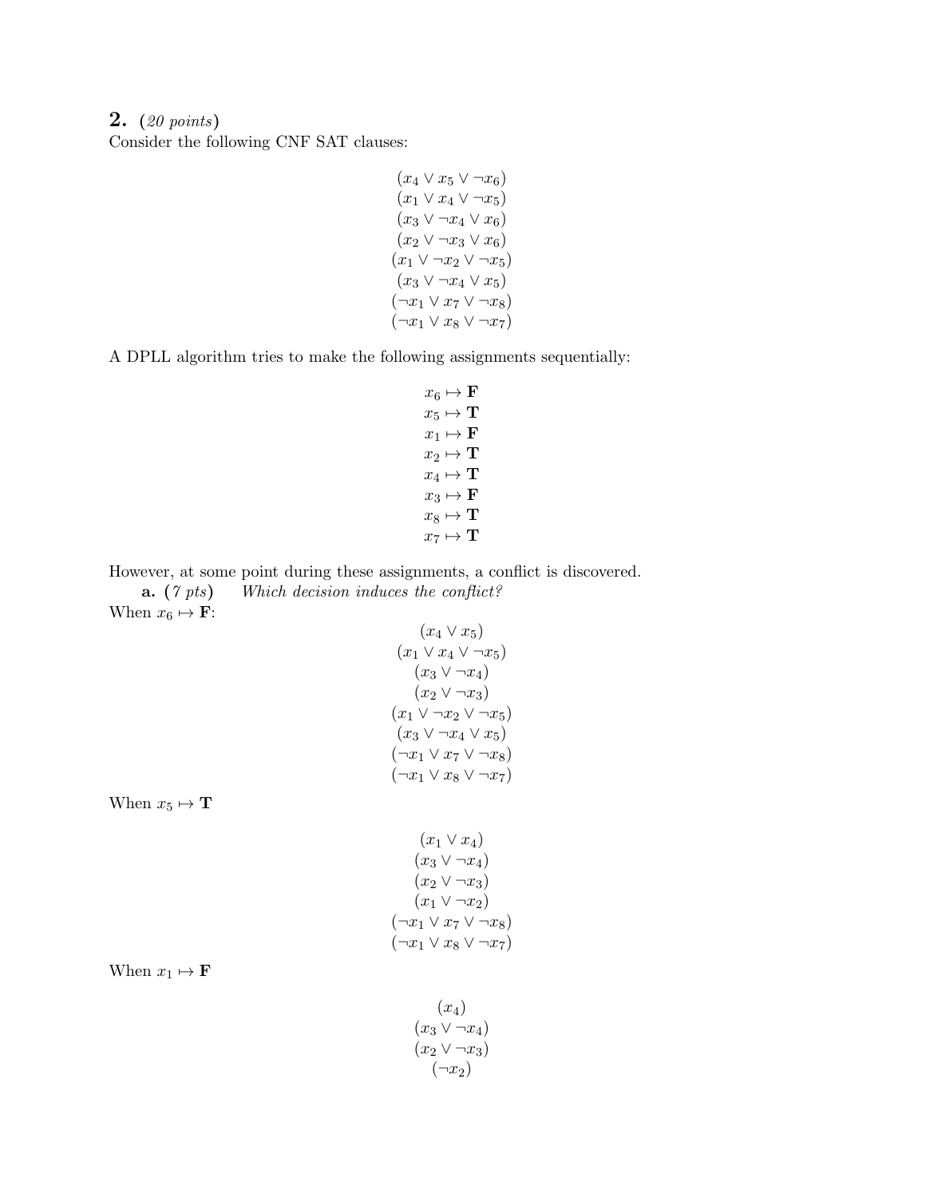**2.** (*20 points*)
Consider the following CNF SAT clauses:

$$(x_4 \lor x_5 \lor \neg x_6)$$
$$(x_1 \lor x_4 \lor \neg x_5)$$
$$(x_3 \lor \neg x_4 \lor x_6)$$
$$(x_2 \lor \neg x_3 \lor x_6)$$
$$(x_1 \lor \neg x_2 \lor \neg x_5)$$
$$(x_3 \lor \neg x_4 \lor x_5)$$
$$(\neg x_1 \lor x_7 \lor \neg x_8)$$
$$(\neg x_1 \lor x_8 \lor \neg x_7)$$

A **DPLL** algorithm tries to make the following assignments sequentially:

$$x_6 \mapsto \mathbf{F}$$
$$x_5 \mapsto \mathbf{T}$$
$$x_1 \mapsto \mathbf{F}$$
$$x_2 \mapsto \mathbf{T}$$
$$x_4 \mapsto \mathbf{T}$$
$$x_3 \mapsto \mathbf{F}$$
$$x_8 \mapsto \mathbf{T}$$
$$x_7 \mapsto \mathbf{T}$$

However, at some point during these assignments, a conflict is discovered.

**a.** (*7 pts*) *Which decision induces the conflict?*

When $x_6 \mapsto \mathbf{F}$:

$$(x_4 \lor x_5)$$
$$(x_1 \lor x_4 \lor \neg x_5)$$
$$(x_3 \lor \neg x_4)$$
$$(x_2 \lor \neg x_3)$$
$$(x_1 \lor \neg x_2 \lor \neg x_5)$$
$$(x_3 \lor \neg x_4 \lor x_5)$$
$$(\neg x_1 \lor x_7 \lor \neg x_8)$$
$$(\neg x_1 \lor x_8 \lor \neg x_7)$$

When $x_5 \mapsto \mathbf{T}$

$$(x_1 \lor x_4)$$
$$(x_3 \lor \neg x_4)$$
$$(x_2 \lor \neg x_3)$$
$$(x_1 \lor \neg x_2)$$
$$(\neg x_1 \lor x_7 \lor \neg x_8)$$
$$(\neg x_1 \lor x_8 \lor \neg x_7)$$

When $x_1 \mapsto \mathbf{F}$

$$(x_4)$$
$$(x_3 \lor \neg x_4)$$
$$(x_2 \lor \neg x_3)$$
$$(\neg x_2)$$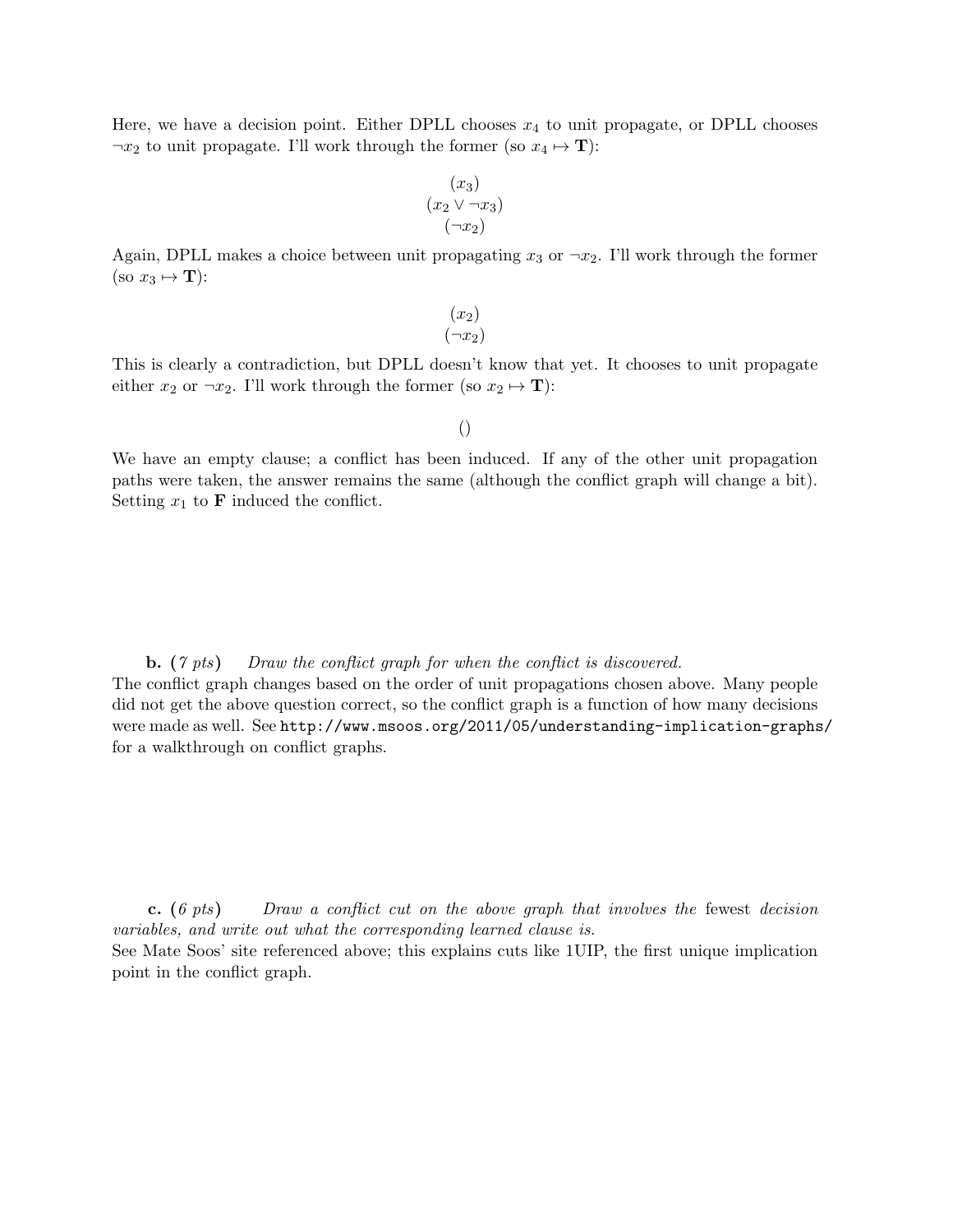Here, we have a decision point. Either DPLL chooses $x_4$ to unit propagate, or DPLL chooses $\neg x_2$ to unit propagate. I'll work through the former (so $x_4 \mapsto \mathbf{T}$):

$$(x_3)$$
$$(x_2 \vee \neg x_3)$$
$$(\neg x_2)$$

Again, DPLL makes a choice between unit propagating $x_3$ or $\neg x_2$. I'll work through the former (so $x_3 \mapsto \mathbf{T}$):

$$(x_2)$$
$$(\neg x_2)$$

This is clearly a contradiction, but DPLL doesn't know that yet. It chooses to unit propagate either $x_2$ or $\neg x_2$. I'll work through the former (so $x_2 \mapsto \mathbf{T}$):

$$()$$

We have an empty clause; a conflict has been induced. If any of the other unit propagation paths were taken, the answer remains the same (although the conflict graph will change a bit). Setting $x_1$ to $\mathbf{F}$ induced the conflict.

**b.** (*7 pts*) *Draw the conflict graph for when the conflict is discovered.*
The conflict graph changes based on the order of unit propagations chosen above. Many people did not get the above question correct, so the conflict graph is a function of how many decisions were made as well. See `http://www.msoos.org/2011/05/understanding-implication-graphs/` for a walkthrough on conflict graphs.

**c.** (*6 pts*) *Draw a conflict cut on the above graph that involves the* fewest *decision variables, and write out what the corresponding learned clause is.*
See Mate Soos' site referenced above; this explains cuts like 1UIP, the first unique implication point in the conflict graph.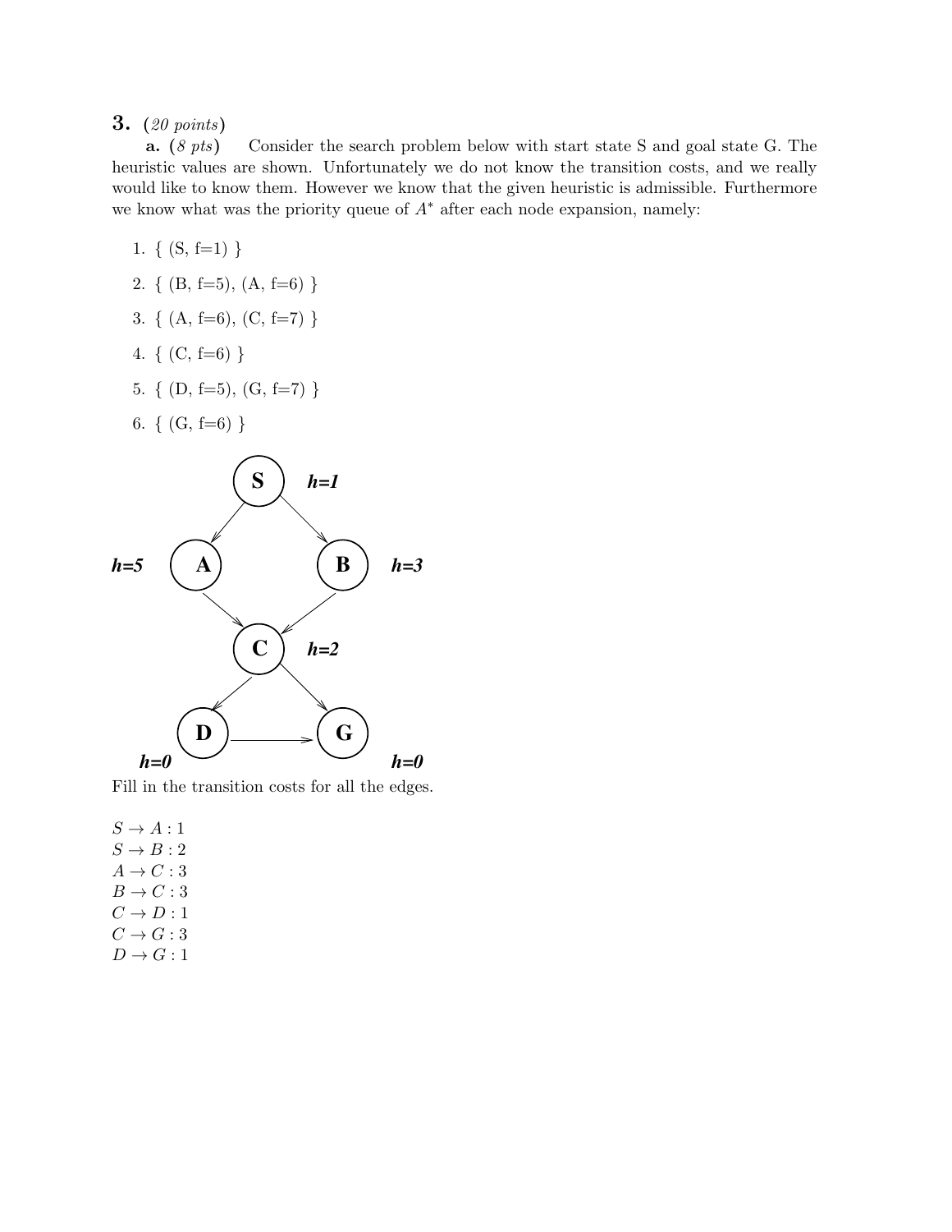**3.** (*20 points*)

**a.** (*8 pts*) Consider the search problem below with start state S and goal state G. The heuristic values are shown. Unfortunately we do not know the transition costs, and we really would like to know them. However we know that the given heuristic is admissible. Furthermore we know what was the priority queue of $A^*$ after each node expansion, namely:

1. { (S, f=1) }
2. { (B, f=5), (A, f=6) }
3. { (A, f=6), (C, f=7) }
4. { (C, f=6) }
5. { (D, f=5), (G, f=7) }
6. { (G, f=6) }

Fill in the transition costs for all the edges.

$S \to A : 1$
$S \to B : 2$
$A \to C : 3$
$B \to C : 3$
$C \to D : 1$
$C \to G : 3$
$D \to G : 1$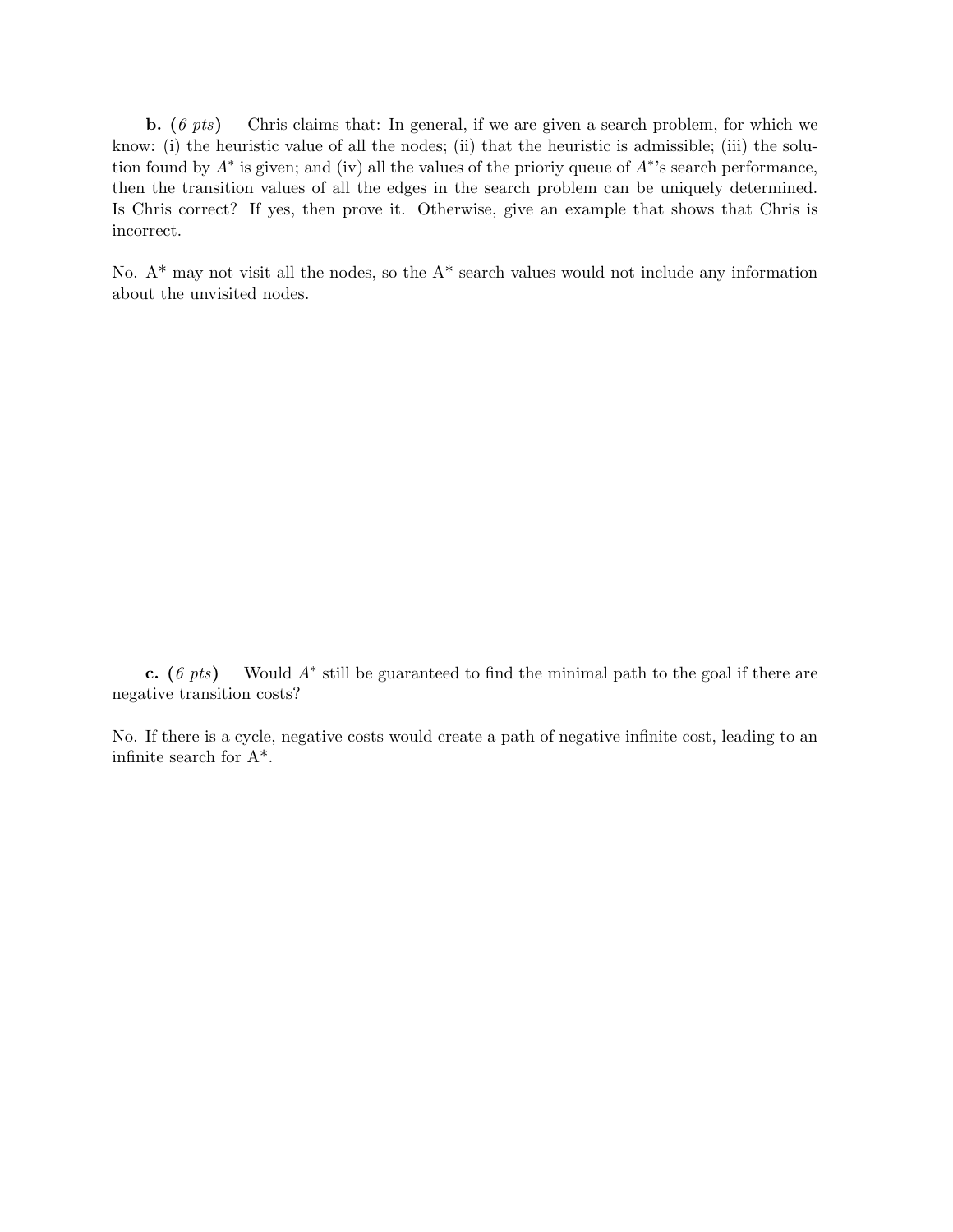**b.** (*6 pts*) Chris claims that: In general, if we are given a search problem, for which we know: (i) the heuristic value of all the nodes; (ii) that the heuristic is admissible; (iii) the solution found by $A^*$ is given; and (iv) all the values of the prioriy queue of $A^*$'s search performance, then the transition values of all the edges in the search problem can be uniquely determined. Is Chris correct? If yes, then prove it. Otherwise, give an example that shows that Chris is incorrect.

No. A* may not visit all the nodes, so the A* search values would not include any information about the unvisited nodes.

**c.** (*6 pts*) Would $A^*$ still be guaranteed to find the minimal path to the goal if there are negative transition costs?

No. If there is a cycle, negative costs would create a path of negative infinite cost, leading to an infinite search for A*.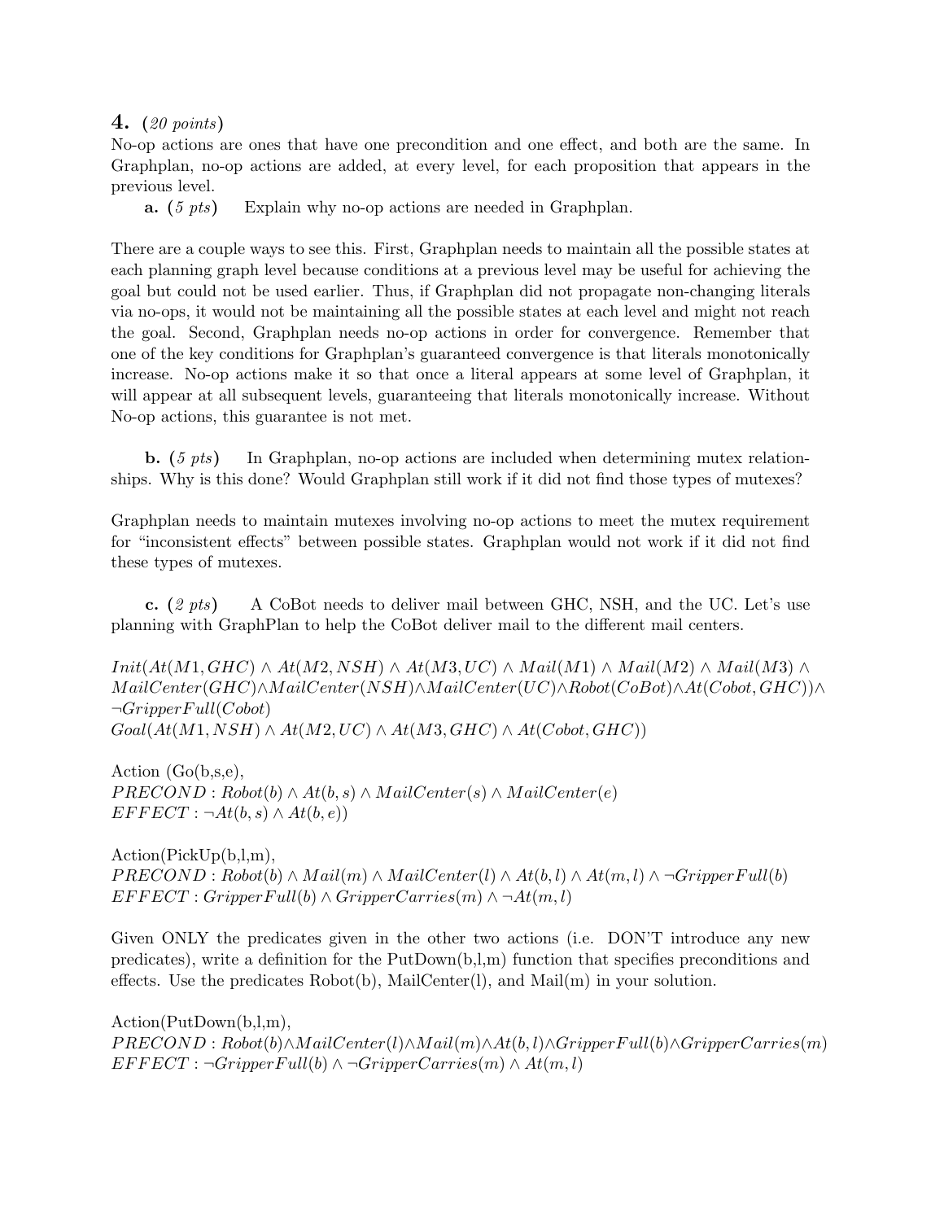## 4. (*20 points*)

No-op actions are ones that have one precondition and one effect, and both are the same. In Graphplan, no-op actions are added, at every level, for each proposition that appears in the previous level.

**a.** (*5 pts*) Explain why no-op actions are needed in Graphplan.

There are a couple ways to see this. First, Graphplan needs to maintain all the possible states at each planning graph level because conditions at a previous level may be useful for achieving the goal but could not be used earlier. Thus, if Graphplan did not propagate non-changing literals via no-ops, it would not be maintaining all the possible states at each level and might not reach the goal. Second, Graphplan needs no-op actions in order for convergence. Remember that one of the key conditions for Graphplan's guaranteed convergence is that literals monotonically increase. No-op actions make it so that once a literal appears at some level of Graphplan, it will appear at all subsequent levels, guaranteeing that literals monotonically increase. Without No-op actions, this guarantee is not met.

**b.** (*5 pts*) In Graphplan, no-op actions are included when determining mutex relationships. Why is this done? Would Graphplan still work if it did not find those types of mutexes?

Graphplan needs to maintain mutexes involving no-op actions to meet the mutex requirement for "inconsistent effects" between possible states. Graphplan would not work if it did not find these types of mutexes.

**c.** (*2 pts*) A CoBot needs to deliver mail between GHC, NSH, and the UC. Let's use planning with GraphPlan to help the CoBot deliver mail to the different mail centers.

$Init(At(M1, GHC) \wedge At(M2, NSH) \wedge At(M3, UC) \wedge Mail(M1) \wedge Mail(M2) \wedge Mail(M3) \wedge MailCenter(GHC) \wedge MailCenter(NSH) \wedge MailCenter(UC) \wedge Robot(CoBot) \wedge At(Cobot, GHC)) \wedge \neg GripperFull(Cobot)$
$Goal(At(M1, NSH) \wedge At(M2, UC) \wedge At(M3, GHC) \wedge At(Cobot, GHC))$

Action (Go(b,s,e),
$PRECOND : Robot(b) \wedge At(b, s) \wedge MailCenter(s) \wedge MailCenter(e)$
$EFFECT : \neg At(b, s) \wedge At(b, e))$

Action(PickUp(b,l,m),
$PRECOND : Robot(b) \wedge Mail(m) \wedge MailCenter(l) \wedge At(b, l) \wedge At(m, l) \wedge \neg GripperFull(b)$
$EFFECT : GripperFull(b) \wedge GripperCarries(m) \wedge \neg At(m, l)$

Given ONLY the predicates given in the other two actions (i.e. DON'T introduce any new predicates), write a definition for the PutDown(b,l,m) function that specifies preconditions and effects. Use the predicates Robot(b), MailCenter(l), and Mail(m) in your solution.

Action(PutDown(b,l,m),
$PRECOND : Robot(b) \wedge MailCenter(l) \wedge Mail(m) \wedge At(b, l) \wedge GripperFull(b) \wedge GripperCarries(m)$
$EFFECT : \neg GripperFull(b) \wedge \neg GripperCarries(m) \wedge At(m, l)$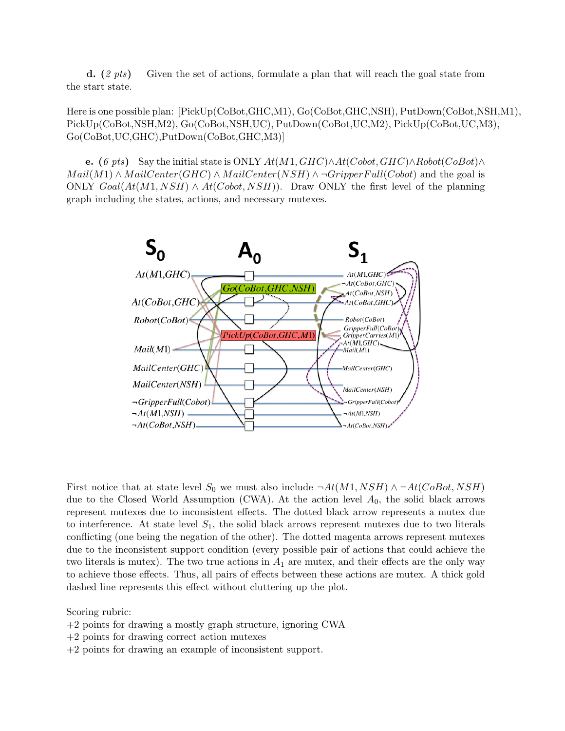**d.** (*2 pts*) Given the set of actions, formulate a plan that will reach the goal state from the start state.

Here is one possible plan: [PickUp(CoBot,GHC,M1), Go(CoBot,GHC,NSH), PutDown(CoBot,NSH,M1), PickUp(CoBot,NSH,M2), Go(CoBot,NSH,UC), PutDown(CoBot,UC,M2), PickUp(CoBot,UC,M3), Go(CoBot,UC,GHC),PutDown(CoBot,GHC,M3)]

**e.** (*6 pts*) Say the initial state is ONLY $At(M1, GHC) \wedge At(Cobot, GHC) \wedge Robot(CoBot) \wedge Mail(M1) \wedge MailCenter(GHC) \wedge MailCenter(NSH) \wedge \neg GripperFull(Cobot)$ and the goal is ONLY $Goal(At(M1, NSH) \wedge At(Cobot, NSH))$. Draw ONLY the first level of the planning graph including the states, actions, and necessary mutexes.

First notice that at state level $S_0$ we must also include $\neg At(M1, NSH) \wedge \neg At(CoBot, NSH)$ due to the Closed World Assumption (CWA). At the action level $A_0$, the solid black arrows represent mutexes due to inconsistent effects. The dotted black arrow represents a mutex due to interference. At state level $S_1$, the solid black arrows represent mutexes due to two literals conflicting (one being the negation of the other). The dotted magenta arrows represent mutexes due to the inconsistent support condition (every possible pair of actions that could achieve the two literals is mutex). The two true actions in $A_1$ are mutex, and their effects are the only way to achieve those effects. Thus, all pairs of effects between these actions are mutex. A thick gold dashed line represents this effect without cluttering up the plot.

Scoring rubric:
+2 points for drawing a mostly graph structure, ignoring CWA
+2 points for drawing correct action mutexes
+2 points for drawing an example of inconsistent support.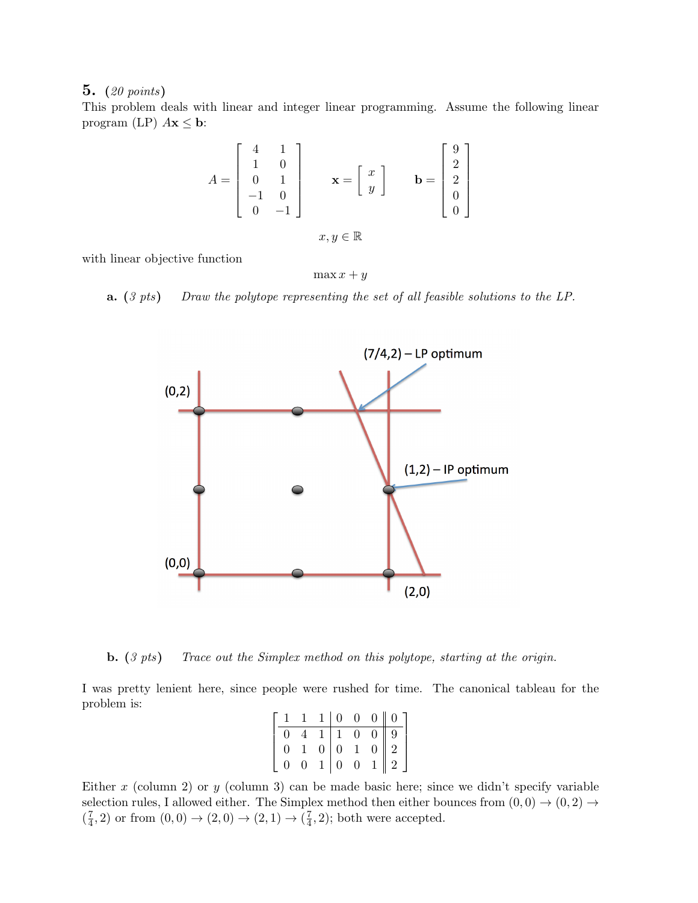**5.** (*20 points*)
This problem deals with linear and integer linear programming. Assume the following linear program (LP) $A\mathbf{x} \leq \mathbf{b}$:

$$A = \begin{bmatrix} 4 & 1 \\ 1 & 0 \\ 0 & 1 \\ -1 & 0 \\ 0 & -1 \end{bmatrix} \qquad \mathbf{x} = \begin{bmatrix} x \\ y \end{bmatrix} \qquad \mathbf{b} = \begin{bmatrix} 9 \\ 2 \\ 2 \\ 0 \\ 0 \end{bmatrix}$$

$$x, y \in \mathbb{R}$$

with linear objective function

$$\max x + y$$

**a.** (*3 pts*) *Draw the polytope representing the set of all feasible solutions to the LP.*

(7/4,2) – LP optimum

(0,2)

(1,2) – IP optimum

(0,0)

(2,0)

**b.** (*3 pts*) *Trace out the Simplex method on this polytope, starting at the origin.*

I was pretty lenient here, since people were rushed for time. The canonical tableau for the problem is:

$$\left[\begin{array}{ccc|ccc||c} 1 & 1 & 1 & 0 & 0 & 0 & 0 \\ \hline 0 & 4 & 1 & 1 & 0 & 0 & 9 \\ 0 & 1 & 0 & 0 & 1 & 0 & 2 \\ 0 & 0 & 1 & 0 & 0 & 1 & 2 \end{array}\right]$$

Either $x$ (column 2) or $y$ (column 3) can be made basic here; since we didn't specify variable selection rules, I allowed either. The Simplex method then either bounces from $(0,0) \to (0,2) \to (\frac{7}{4}, 2)$ or from $(0,0) \to (2,0) \to (2,1) \to (\frac{7}{4}, 2)$; both were accepted.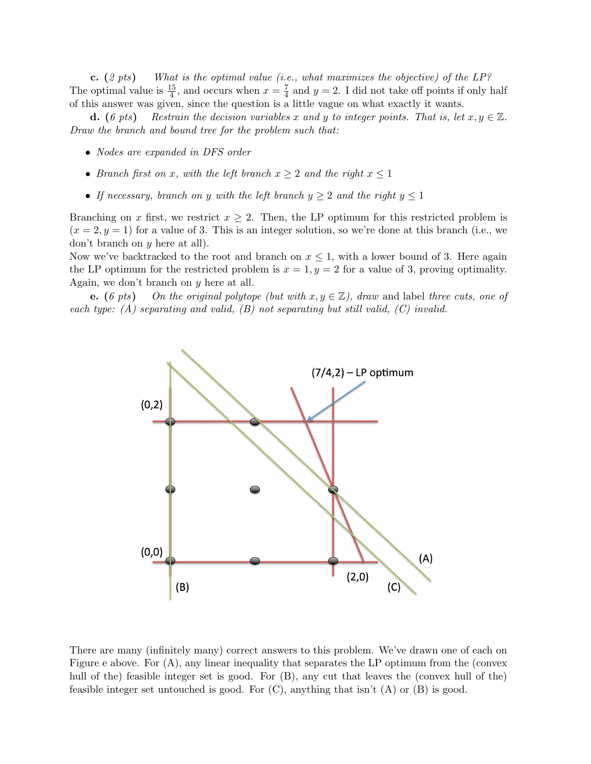**c.** (*2 pts*) *What is the optimal value (i.e., what maximizes the objective) of the LP?*
The optimal value is $\frac{15}{4}$, and occurs when $x = \frac{7}{4}$ and $y = 2$. I did not take off points if only half of this answer was given, since the question is a little vague on what exactly it wants.

**d.** (*6 pts*) *Restrain the decision variables $x$ and $y$ to integer points. That is, let $x, y \in \mathbb{Z}$. Draw the branch and bound tree for the problem such that:*

- *Nodes are expanded in DFS order*
- *Branch first on $x$, with the left branch $x \geq 2$ and the right $x \leq 1$*
- *If necessary, branch on $y$ with the left branch $y \geq 2$ and the right $y \leq 1$*

Branching on $x$ first, we restrict $x \geq 2$. Then, the LP optimum for this restricted problem is $(x = 2, y = 1)$ for a value of 3. This is an integer solution, so we're done at this branch (i.e., we don't branch on $y$ here at all).
Now we've backtracked to the root and branch on $x \leq 1$, with a lower bound of 3. Here again the LP optimum for the restricted problem is $x = 1, y = 2$ for a value of 3, proving optimality. Again, we don't branch on $y$ here at all.

**e.** (*6 pts*) *On the original polytope (but with $x, y \in \mathbb{Z}$), draw and label three cuts, one of each type: (A) separating and valid, (B) not separating but still valid, (C) invalid.*

(7/4,2) – LP optimum

(0,2)

(0,0)

(2,0)

(A)

(B)

(C)

There are many (infinitely many) correct answers to this problem. We've drawn one of each on Figure e above. For (A), any linear inequality that separates the LP optimum from the (convex hull of the) feasible integer set is good. For (B), any cut that leaves the (convex hull of the) feasible integer set untouched is good. For (C), anything that isn't (A) or (B) is good.